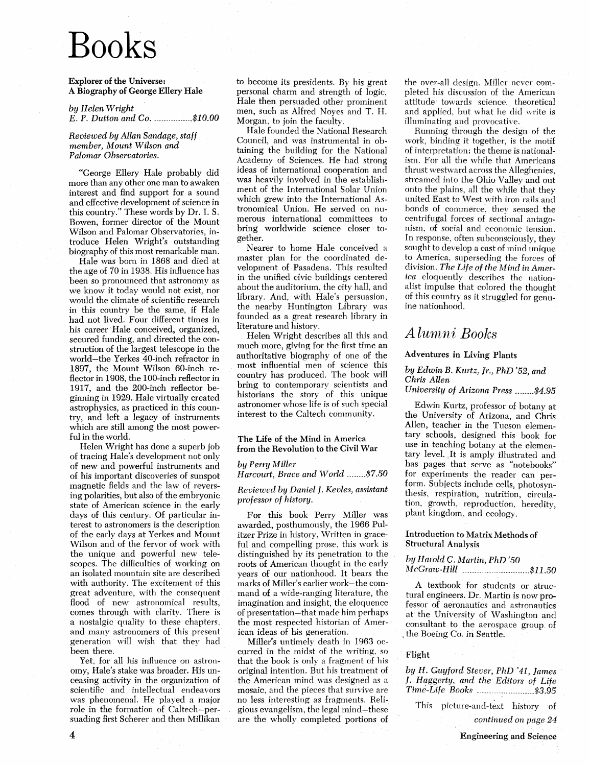# Books

### Explorer of the Universe: A Biography of George Ellery Hale

*by Helen Wright*
*E. P. Dutton and Co. ................$10.00*

*Reviewed by Allan Sandage, staff member, Mount Wilson and Palomar Observatories.*

"George Ellery Hale probably did more than any other one man to awaken interest and find support for a sound and effective development of science in this country." These words by Dr. I. S. Bowen, former director of the Mount Wilson and Palomar Observatories, introduce Helen Wright's outstanding biography of this most remarkable man.

Hale was born in 1868 and died at the age of 70 in 1938. His influence has been so pronounced that astronomy as we know it today would not exist, nor would the climate of scientific research in this country be the same, if Hale had not lived. Four different times in his career Hale conceived, organized, secured funding, and directed the construction of the largest telescope in the world—the Yerkes 40-inch refractor in 1897, the Mount Wilson 60-inch reflector in 1908, the 100-inch reflector in 1917, and the 200-inch reflector beginning in 1929. Hale virtually created astrophysics, as practiced in this country, and left a legacy of instruments which are still among the most powerful in the world.

Helen Wright has done a superb job of tracing Hale's development not only of new and powerful instruments and of his important discoveries of sunspot magnetic fields and the law of reversing polarities, but also of the embryonic state of American science in the early days of this century. Of particular interest to astronomers is the description of the early days at Yerkes and Mount Wilson and of the fervor of work with the unique and powerful new telescopes. The difficulties of working on an isolated mountain site are described with authority. The excitement of this great adventure, with the consequent flood of new astronomical results, comes through with clarity. There is a nostalgic quality to these chapters, and many astronomers of this present generation will wish that they had been there.

Yet, for all his influence on astronomy, Hale's stake was broader. His unceasing activity in the organization of scientific and intellectual endeavors was phenomenal. He played a major role in the formation of Caltech—persuading first Scherer and then Millikan to become its presidents. By his great personal charm and strength of logic, Hale then persuaded other prominent men, such as Alfred Noyes and T. H. Morgan, to join the faculty.

Hale founded the National Research Council, and was instrumental in obtaining the building for the National Academy of Sciences. He had strong ideas of international cooperation and was heavily involved in the establishment of the International Solar Union which grew into the International Astronomical Union. He served on numerous international committees to bring worldwide science closer together.

Nearer to home Hale conceived a master plan for the coordinated development of Pasadena. This resulted in the unified civic buildings centered about the auditorium, the city hall, and library. And, with Hale's persuasion, the nearby Huntington Library was founded as a great research library in literature and history.

Helen Wright describes all this and much more, giving for the first time an authoritative biography of one of the most influential men of science this country has produced. The book will bring to contemporary scientists and historians the story of this unique astronomer whose life is of such special interest to the Caltech community.

### The Life of the Mind in America from the Revolution to the Civil War

*by Perry Miller*
*Harcourt, Brace and World ........$7.50*

*Reviewed by Daniel J. Kevles, assistant professor of history.*

For this book Perry Miller was awarded, posthumously, the 1966 Pulitzer Prize in history. Written in graceful and compelling prose, this work is distinguished by its penetration to the roots of American thought in the early years of our nationhood. It bears the marks of Miller's earlier work—the command of a wide-ranging literature, the imagination and insight, the eloquence of presentation—that made him perhaps the most respected historian of American ideas of his generation.

Miller's untimely death in 1963 occurred in the midst of the writing, so that the book is only a fragment of his original intention. But his treatment of the American mind was designed as a mosaic, and the pieces that survive are no less interesting as fragments. Religious evangelism, the legal mind—these are the wholly completed portions of the over-all design. Miller never completed his discussion of the American attitude towards science, theoretical and applied, but what he did write is illuminating and provocative.

Running through the design of the work, binding it together, is the motif of interpretation: the theme is nationalism. For all the while that Americans thrust westward across the Alleghenies, streamed into the Ohio Valley and out onto the plains, all the while that they united East to West with iron rails and bonds of commerce, they sensed the centrifugal forces of sectional antagonism, of social and economic tension. In response, often subconsciously, they sought to develop a cast of mind unique to America, superseding the forces of division. *The Life of the Mind in America* eloquently describes the nationalist impulse that colored the thought of this country as it struggled for genuine nationhood.

## *Alumni Books*

### Adventures in Living Plants

*by Edwin B. Kurtz, Jr., PhD '52, and Chris Allen*
*University of Arizona Press ........$4.95*

Edwin Kurtz, professor of botany at the University of Arizona, and Chris Allen, teacher in the Tucson elementary schools, designed this book for use in teaching botany at the elementary level. It is amply illustrated and has pages that serve as "notebooks" for experiments the reader can perform. Subjects include cells, photosynthesis, respiration, nutrition, circulation, growth, reproduction, heredity, plant kingdom, and ecology.

### Introduction to Matrix Methods of Structural Analysis

*by Harold C. Martin, PhD '50*
*McGraw-Hill ............................$11.50*

A textbook for students or structural engineers. Dr. Martin is now professor of aeronautics and astronautics at the University of Washington and consultant to the aerospace group of the Boeing Co. in Seattle.

### Flight

*by H. Guyford Stever, PhD '41, James J. Haggerty, and the Editors of Life Time-Life Books ........................$3.95*

This picture-and-text history of

*continued on page 24*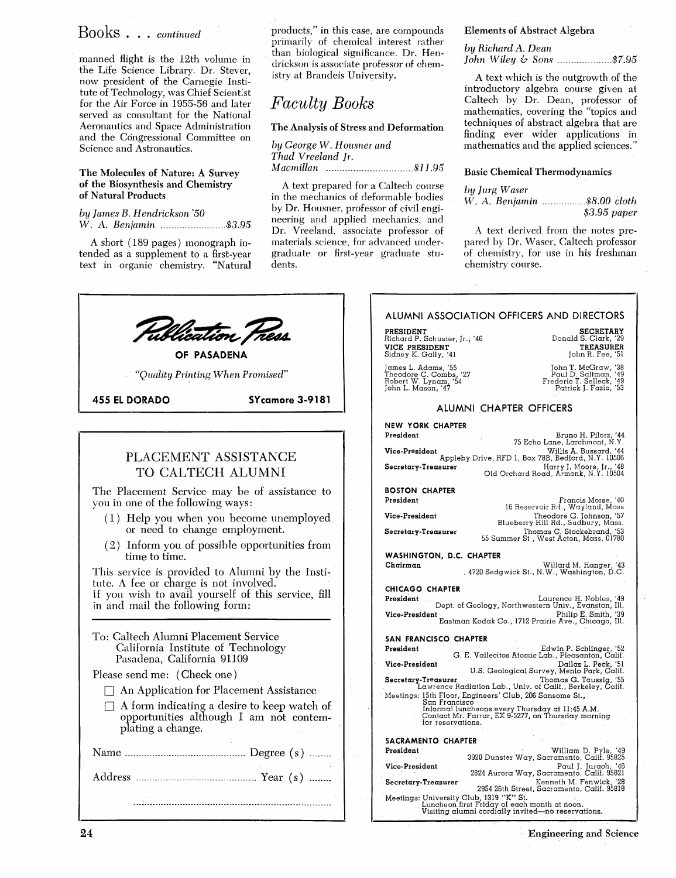## Books . . . *continued*

manned flight is the 12th volume in the Life Science Library. Dr. Stever, now president of the Carnegie Institute of Technology, was Chief Scientist for the Air Force in 1955-56 and later served as consultant for the National Aeronautics and Space Administration and the Congressional Committee on Science and Astronautics.

**The Molecules of Nature: A Survey of the Biosynthesis and Chemistry of Natural Products**

*by James B. Hendrickson '50*
*W. A. Benjamin* ........................ *$3.95*

A short (189 pages) monograph intended as a supplement to a first-year text in organic chemistry. "Natural products," in this case, are compounds primarily of chemical interest rather than biological significance. Dr. Hendrickson is associate professor of chemistry at Brandeis University.

# *Faculty Books*

**The Analysis of Stress and Deformation**

*by George W. Housner and Thad Vreeland Jr.*
*Macmillan* ................................ *$11.95*

A text prepared for a Caltech course in the mechanics of deformable bodies by Dr. Housner, professor of civil engineering and applied mechanics, and Dr. Vreeland, associate professor of materials science, for advanced undergraduate or first-year graduate students.

**Elements of Abstract Algebra**

*by Richard A. Dean*
*John Wiley & Sons* .................... *$7.95*

A text which is the outgrowth of the introductory algebra course given at Caltech by Dr. Dean, professor of mathematics, covering the "topics and techniques of abstract algebra that are finding ever wider applications in mathematics and the applied sciences."

**Basic Chemical Thermodynamics**

*by Jurg Waser*
*W. A. Benjamin* ................*$8.00 cloth*
*$3.95 paper*

A text derived from the notes prepared by Dr. Waser, Caltech professor of chemistry, for use in his freshman chemistry course.

---

*Publication Press*
**OF PASADENA**
*"Quality Printing When Promised"*
**455 EL DORADO** **SYcamore 3-9181**

---

## PLACEMENT ASSISTANCE TO CALTECH ALUMNI

The Placement Service may be of assistance to you in one of the following ways:

(1) Help you when you become unemployed or need to change employment.

(2) Inform you of possible opportunities from time to time.

This service is provided to Alumni by the Institute. A fee or charge is not involved.
If you wish to avail yourself of this service, fill in and mail the following form:

To: Caltech Alumni Placement Service
California Institute of Technology
Pasadena, California 91109

Please send me: (Check one)

☐ An Application for Placement Assistance

☐ A form indicating a desire to keep watch of opportunities although I am not contemplating a change.

Name ........................................ Degree (s) ........

Address ........................................ Year (s) ........

...............................................................

---

## ALUMNI ASSOCIATION OFFICERS AND DIRECTORS

**PRESIDENT**
Richard P. Schuster, Jr., '46

**VICE PRESIDENT**
Sidney K. Gally, '41

**SECRETARY**
Donald S. Clark, '29

**TREASURER**
John R. Fee, '51

James L. Adams, '55
Theodore C. Combs, '27
Robert W. Lynam, '54
John L. Mason, '47

John T. McGraw, '38
Paul D. Saltman, '49
Frederic T. Selleck, '49
Patrick J. Fazio, '53

## ALUMNI CHAPTER OFFICERS

**NEW YORK CHAPTER**

**President** — Bruno H. Pilorz, '44, 75 Echo Lane, Larchmont, N.Y.
**Vice-President** — Willis A. Bussard, '44, Appleby Drive, RFD 1, Box 78B, Bedford, N.Y. 10506
**Secretary-Treasurer** — Harry J. Moore, Jr., '48, Old Orchard Road, Armonk, N.Y. 10504

**BOSTON CHAPTER**

**President** — Francis Morse, '40, 16 Reservoir Rd., Wayland, Mass
**Vice-President** — Theodore G. Johnson, '57, Blueberry Hill Rd., Sudbury, Mass.
**Secretary-Treasurer** — Thomas C. Stockebrand, '53, 55 Summer St , West Acton, Mass. 01780

**WASHINGTON, D.C. CHAPTER**

**Chairman** — Willard M. Hanger, '43, 4720 Sedgwick St., N.W., Washington, D.C.

**CHICAGO CHAPTER**

**President** — Laurence H. Nobles, '49, Dept. of Geology, Northwestern Univ., Evanston, Ill.
**Vice-President** — Philip E. Smith, '39, Eastman Kodak Co., 1712 Prairie Ave., Chicago, Ill.

**SAN FRANCISCO CHAPTER**

**President** — Edwin P. Schlinger, '52, G. E. Vallecitos Atomic Lab., Pleasanton, Calif.
**Vice-President** — Dallas L. Peck, '51, U.S. Geological Survey, Menlo Park, Calif.
**Secretary-Treasurer** — Thomas G. Taussig, '55, Lawrence Radiation Lab., Univ. of Calif., Berkeley, Calif.

Meetings: 15th Floor, Engineers' Club, 206 Sansome St., San Francisco
Informal luncheons every Thursday at 11:45 A.M.
Contact Mr. Farrar, EX 9-5277, on Thursday morning for reservations.

**SACRAMENTO CHAPTER**

**President** — William D. Pyle, '49, 3920 Dunster Way, Sacramento, Calif. 95825
**Vice-President** — Paul J. Jurach, '46, 2824 Aurora Way, Sacramento, Calif. 95821
**Secretary-Treasurer** — Kenneth M. Fenwick, '28, 2954 26th Street, Sacramento, Calif. 95818

Meetings: University Club, 1319 "K" St.
Luncheon first Friday of each month at noon.
Visiting alumni cordially invited—no reservations.